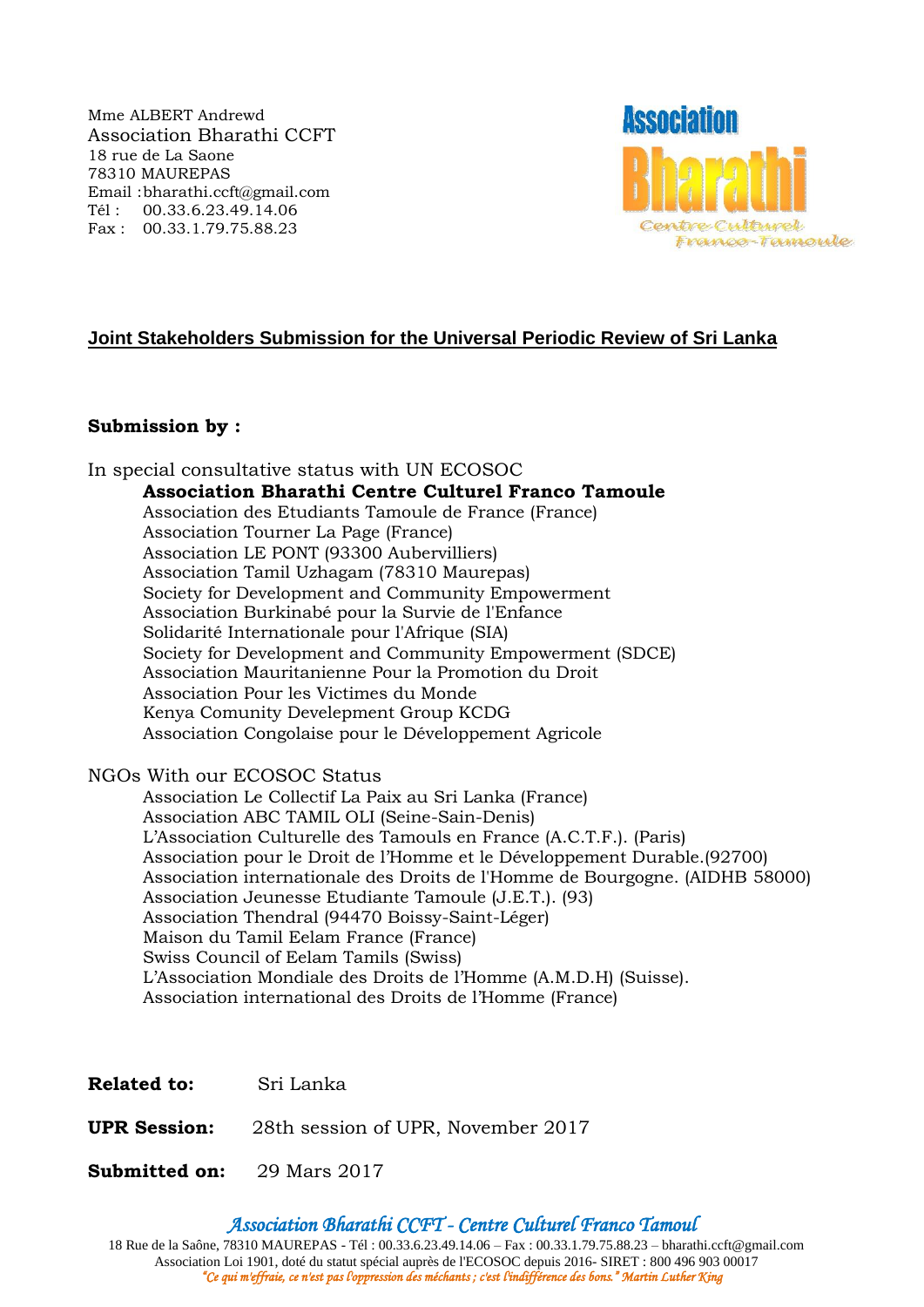Mme ALBERT Andrewd
Association Bharathi CCFT
18 rue de La Saone
78310 MAUREPAS
Email :bharathi.ccft@gmail.com
Tél : 00.33.6.23.49.14.06
Fax : 00.33.1.79.75.88.23

Association Bharathi Centre Culturel Franco-Tamoule

## Joint Stakeholders Submission for the Universal Periodic Review of Sri Lanka

**Submission by :**

In special consultative status with UN ECOSOC

- **Association Bharathi Centre Culturel Franco Tamoule**
- Association des Etudiants Tamoule de France (France)
- Association Tourner La Page (France)
- Association LE PONT (93300 Aubervilliers)
- Association Tamil Uzhagam (78310 Maurepas)
- Society for Development and Community Empowerment
- Association Burkinabé pour la Survie de l'Enfance
- Solidarité Internationale pour l'Afrique (SIA)
- Society for Development and Community Empowerment (SDCE)
- Association Mauritanienne Pour la Promotion du Droit
- Association Pour les Victimes du Monde
- Kenya Comunity Develepment Group KCDG
- Association Congolaise pour le Développement Agricole

NGOs With our ECOSOC Status

- Association Le Collectif La Paix au Sri Lanka (France)
- Association ABC TAMIL OLI (Seine-Sain-Denis)
- L'Association Culturelle des Tamouls en France (A.C.T.F.). (Paris)
- Association pour le Droit de l'Homme et le Développement Durable.(92700)
- Association internationale des Droits de l'Homme de Bourgogne. (AIDHB 58000)
- Association Jeunesse Etudiante Tamoule (J.E.T.). (93)
- Association Thendral (94470 Boissy-Saint-Léger)
- Maison du Tamil Eelam France (France)
- Swiss Council of Eelam Tamils (Swiss)
- L'Association Mondiale des Droits de l'Homme (A.M.D.H) (Suisse).
- Association international des Droits de l'Homme (France)

**Related to:** Sri Lanka

**UPR Session:** 28th session of UPR, November 2017

**Submitted on:** 29 Mars 2017

*Association Bharathi CCFT - Centre Culturel Franco Tamoul*

18 Rue de la Saône, 78310 MAUREPAS - Tél : 00.33.6.23.49.14.06 – Fax : 00.33.1.79.75.88.23 – bharathi.ccft@gmail.com
Association Loi 1901, doté du statut spécial auprès de l'ECOSOC depuis 2016- SIRET : 800 496 903 00017
*"Ce qui m'effraie, ce n'est pas l'oppression des méchants ; c'est l'indifférence des bons." Martin Luther King*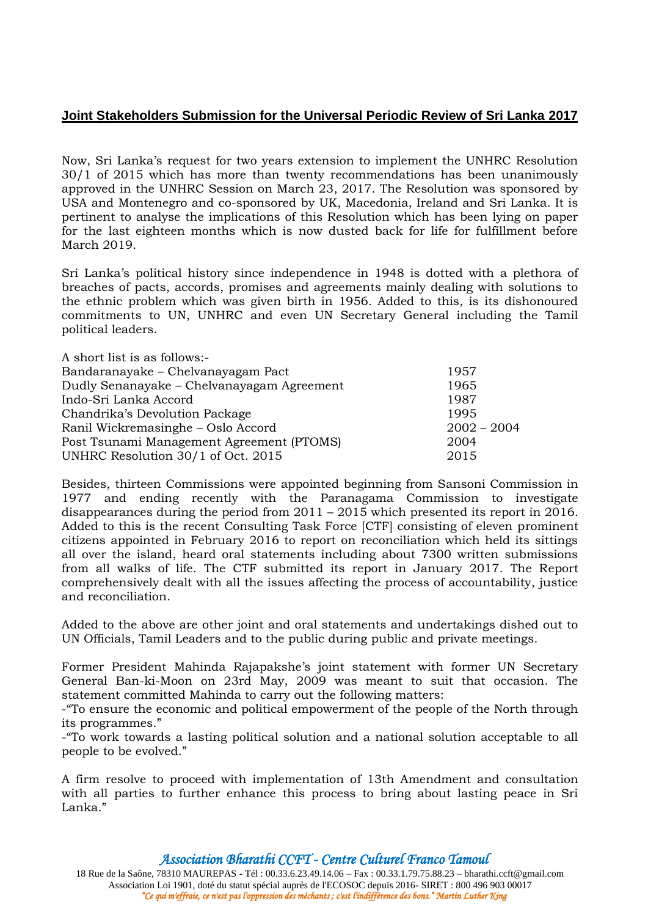## Joint Stakeholders Submission for the Universal Periodic Review of Sri Lanka 2017

Now, Sri Lanka's request for two years extension to implement the UNHRC Resolution 30/1 of 2015 which has more than twenty recommendations has been unanimously approved in the UNHRC Session on March 23, 2017. The Resolution was sponsored by USA and Montenegro and co-sponsored by UK, Macedonia, Ireland and Sri Lanka. It is pertinent to analyse the implications of this Resolution which has been lying on paper for the last eighteen months which is now dusted back for life for fulfillment before March 2019.

Sri Lanka's political history since independence in 1948 is dotted with a plethora of breaches of pacts, accords, promises and agreements mainly dealing with solutions to the ethnic problem which was given birth in 1956. Added to this, is its dishonoured commitments to UN, UNHRC and even UN Secretary General including the Tamil political leaders.

A short list is as follows:-

| | |
|---|---|
| Bandaranayake – Chelvanayagam Pact | 1957 |
| Dudly Senanayake – Chelvanayagam Agreement | 1965 |
| Indo-Sri Lanka Accord | 1987 |
| Chandrika's Devolution Package | 1995 |
| Ranil Wickremasinghe – Oslo Accord | 2002 – 2004 |
| Post Tsunami Management Agreement (PTOMS) | 2004 |
| UNHRC Resolution 30/1 of Oct. 2015 | 2015 |

Besides, thirteen Commissions were appointed beginning from Sansoni Commission in 1977 and ending recently with the Paranagama Commission to investigate disappearances during the period from 2011 – 2015 which presented its report in 2016. Added to this is the recent Consulting Task Force [CTF] consisting of eleven prominent citizens appointed in February 2016 to report on reconciliation which held its sittings all over the island, heard oral statements including about 7300 written submissions from all walks of life. The CTF submitted its report in January 2017. The Report comprehensively dealt with all the issues affecting the process of accountability, justice and reconciliation.

Added to the above are other joint and oral statements and undertakings dished out to UN Officials, Tamil Leaders and to the public during public and private meetings.

Former President Mahinda Rajapakshe's joint statement with former UN Secretary General Ban-ki-Moon on 23rd May, 2009 was meant to suit that occasion. The statement committed Mahinda to carry out the following matters:

-"To ensure the economic and political empowerment of the people of the North through its programmes."

-"To work towards a lasting political solution and a national solution acceptable to all people to be evolved."

A firm resolve to proceed with implementation of 13th Amendment and consultation with all parties to further enhance this process to bring about lasting peace in Sri Lanka."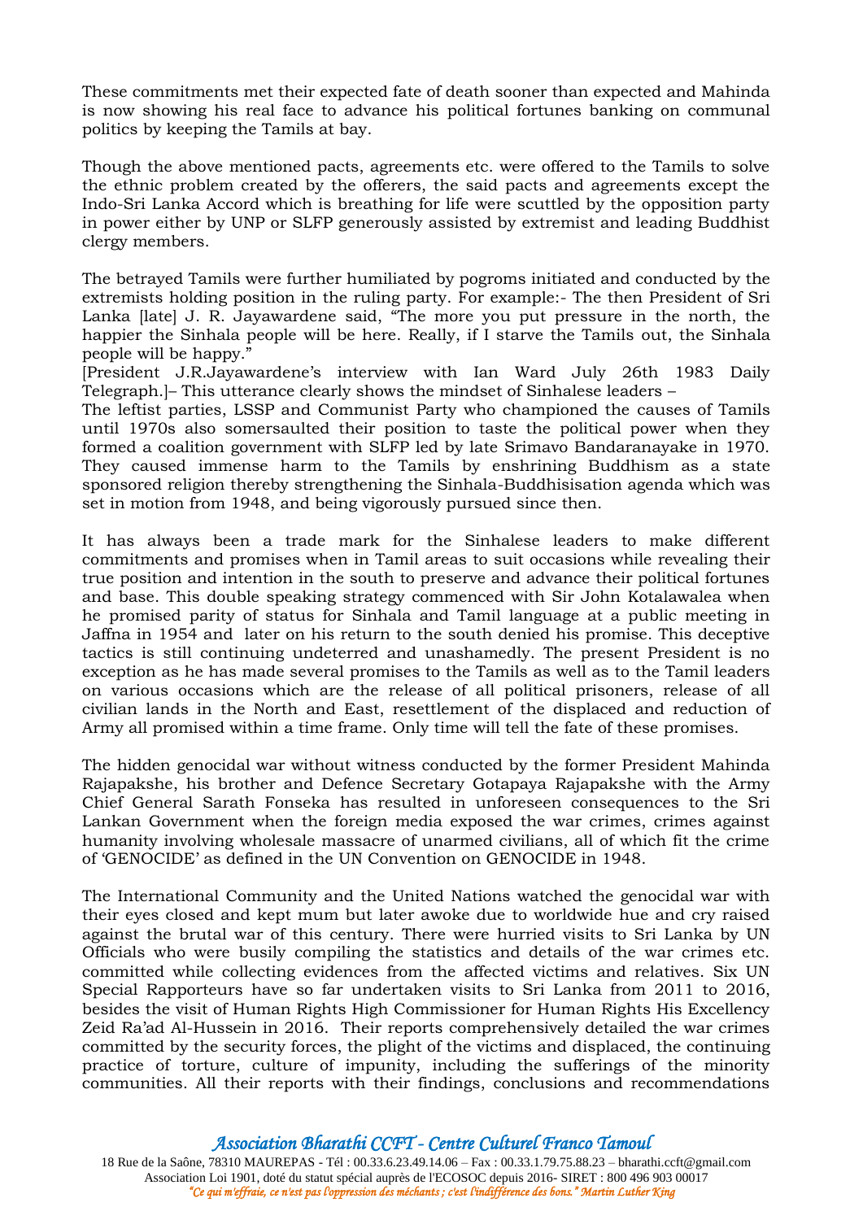These commitments met their expected fate of death sooner than expected and Mahinda is now showing his real face to advance his political fortunes banking on communal politics by keeping the Tamils at bay.

Though the above mentioned pacts, agreements etc. were offered to the Tamils to solve the ethnic problem created by the offerers, the said pacts and agreements except the Indo-Sri Lanka Accord which is breathing for life were scuttled by the opposition party in power either by UNP or SLFP generously assisted by extremist and leading Buddhist clergy members.

The betrayed Tamils were further humiliated by pogroms initiated and conducted by the extremists holding position in the ruling party. For example:- The then President of Sri Lanka [late] J. R. Jayawardene said, "The more you put pressure in the north, the happier the Sinhala people will be here. Really, if I starve the Tamils out, the Sinhala people will be happy."
[President J.R.Jayawardene's interview with Ian Ward July 26th 1983 Daily Telegraph.]– This utterance clearly shows the mindset of Sinhalese leaders –
The leftist parties, LSSP and Communist Party who championed the causes of Tamils until 1970s also somersaulted their position to taste the political power when they formed a coalition government with SLFP led by late Srimavo Bandaranayake in 1970. They caused immense harm to the Tamils by enshrining Buddhism as a state sponsored religion thereby strengthening the Sinhala-Buddhisisation agenda which was set in motion from 1948, and being vigorously pursued since then.

It has always been a trade mark for the Sinhalese leaders to make different commitments and promises when in Tamil areas to suit occasions while revealing their true position and intention in the south to preserve and advance their political fortunes and base. This double speaking strategy commenced with Sir John Kotalawalea when he promised parity of status for Sinhala and Tamil language at a public meeting in Jaffna in 1954 and later on his return to the south denied his promise. This deceptive tactics is still continuing undeterred and unashamedly. The present President is no exception as he has made several promises to the Tamils as well as to the Tamil leaders on various occasions which are the release of all political prisoners, release of all civilian lands in the North and East, resettlement of the displaced and reduction of Army all promised within a time frame. Only time will tell the fate of these promises.

The hidden genocidal war without witness conducted by the former President Mahinda Rajapakshe, his brother and Defence Secretary Gotapaya Rajapakshe with the Army Chief General Sarath Fonseka has resulted in unforeseen consequences to the Sri Lankan Government when the foreign media exposed the war crimes, crimes against humanity involving wholesale massacre of unarmed civilians, all of which fit the crime of 'GENOCIDE' as defined in the UN Convention on GENOCIDE in 1948.

The International Community and the United Nations watched the genocidal war with their eyes closed and kept mum but later awoke due to worldwide hue and cry raised against the brutal war of this century. There were hurried visits to Sri Lanka by UN Officials who were busily compiling the statistics and details of the war crimes etc. committed while collecting evidences from the affected victims and relatives. Six UN Special Rapporteurs have so far undertaken visits to Sri Lanka from 2011 to 2016, besides the visit of Human Rights High Commissioner for Human Rights His Excellency Zeid Ra'ad Al-Hussein in 2016. Their reports comprehensively detailed the war crimes committed by the security forces, the plight of the victims and displaced, the continuing practice of torture, culture of impunity, including the sufferings of the minority communities. All their reports with their findings, conclusions and recommendations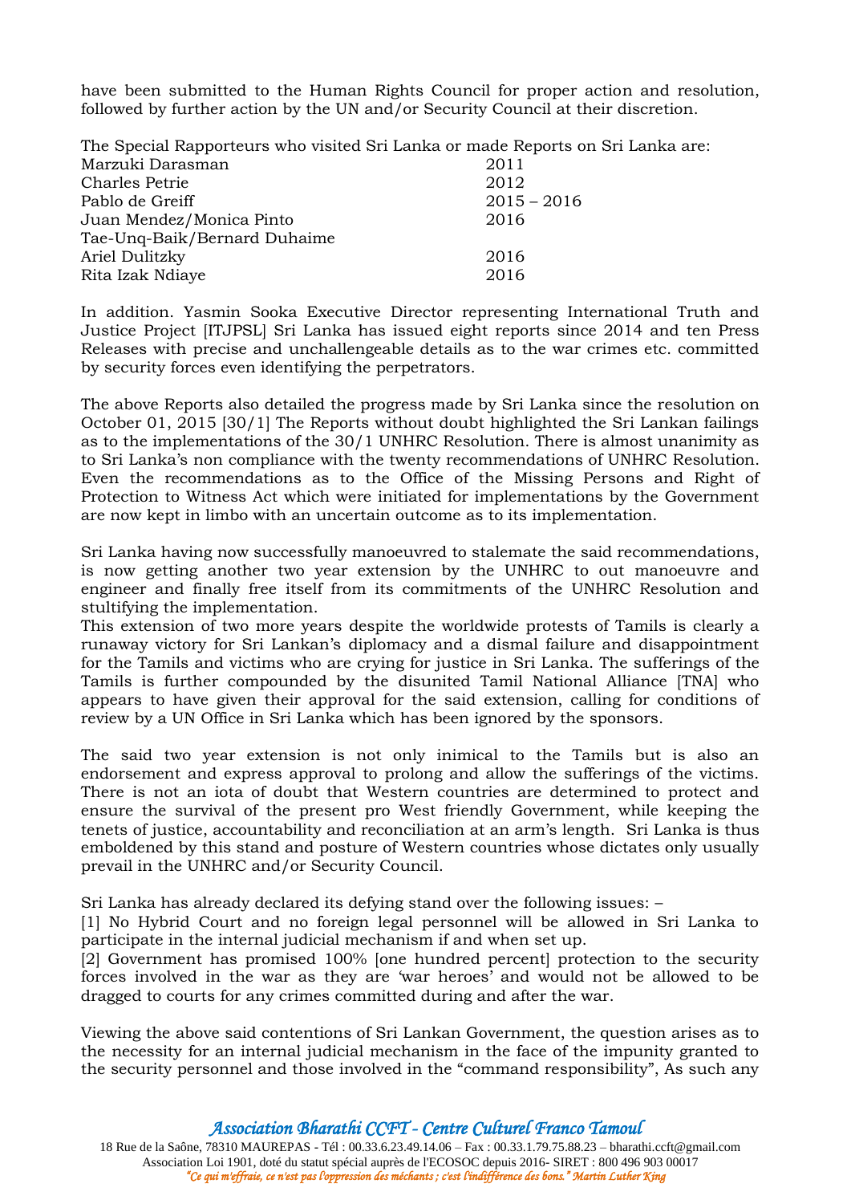have been submitted to the Human Rights Council for proper action and resolution, followed by further action by the UN and/or Security Council at their discretion.

The Special Rapporteurs who visited Sri Lanka or made Reports on Sri Lanka are:

| | |
|---|---|
| Marzuki Darasman | 2011 |
| Charles Petrie | 2012 |
| Pablo de Greiff | 2015 – 2016 |
| Juan Mendez/Monica Pinto | 2016 |
| Tae-Unq-Baik/Bernard Duhaime | |
| Ariel Dulitzky | 2016 |
| Rita Izak Ndiaye | 2016 |

In addition. Yasmin Sooka Executive Director representing International Truth and Justice Project [ITJPSL] Sri Lanka has issued eight reports since 2014 and ten Press Releases with precise and unchallengeable details as to the war crimes etc. committed by security forces even identifying the perpetrators.

The above Reports also detailed the progress made by Sri Lanka since the resolution on October 01, 2015 [30/1] The Reports without doubt highlighted the Sri Lankan failings as to the implementations of the 30/1 UNHRC Resolution. There is almost unanimity as to Sri Lanka's non compliance with the twenty recommendations of UNHRC Resolution. Even the recommendations as to the Office of the Missing Persons and Right of Protection to Witness Act which were initiated for implementations by the Government are now kept in limbo with an uncertain outcome as to its implementation.

Sri Lanka having now successfully manoeuvred to stalemate the said recommendations, is now getting another two year extension by the UNHRC to out manoeuvre and engineer and finally free itself from its commitments of the UNHRC Resolution and stultifying the implementation.

This extension of two more years despite the worldwide protests of Tamils is clearly a runaway victory for Sri Lankan's diplomacy and a dismal failure and disappointment for the Tamils and victims who are crying for justice in Sri Lanka. The sufferings of the Tamils is further compounded by the disunited Tamil National Alliance [TNA] who appears to have given their approval for the said extension, calling for conditions of review by a UN Office in Sri Lanka which has been ignored by the sponsors.

The said two year extension is not only inimical to the Tamils but is also an endorsement and express approval to prolong and allow the sufferings of the victims. There is not an iota of doubt that Western countries are determined to protect and ensure the survival of the present pro West friendly Government, while keeping the tenets of justice, accountability and reconciliation at an arm's length. Sri Lanka is thus emboldened by this stand and posture of Western countries whose dictates only usually prevail in the UNHRC and/or Security Council.

Sri Lanka has already declared its defying stand over the following issues: –

[1] No Hybrid Court and no foreign legal personnel will be allowed in Sri Lanka to participate in the internal judicial mechanism if and when set up.

[2] Government has promised 100% [one hundred percent] protection to the security forces involved in the war as they are 'war heroes' and would not be allowed to be dragged to courts for any crimes committed during and after the war.

Viewing the above said contentions of Sri Lankan Government, the question arises as to the necessity for an internal judicial mechanism in the face of the impunity granted to the security personnel and those involved in the "command responsibility", As such any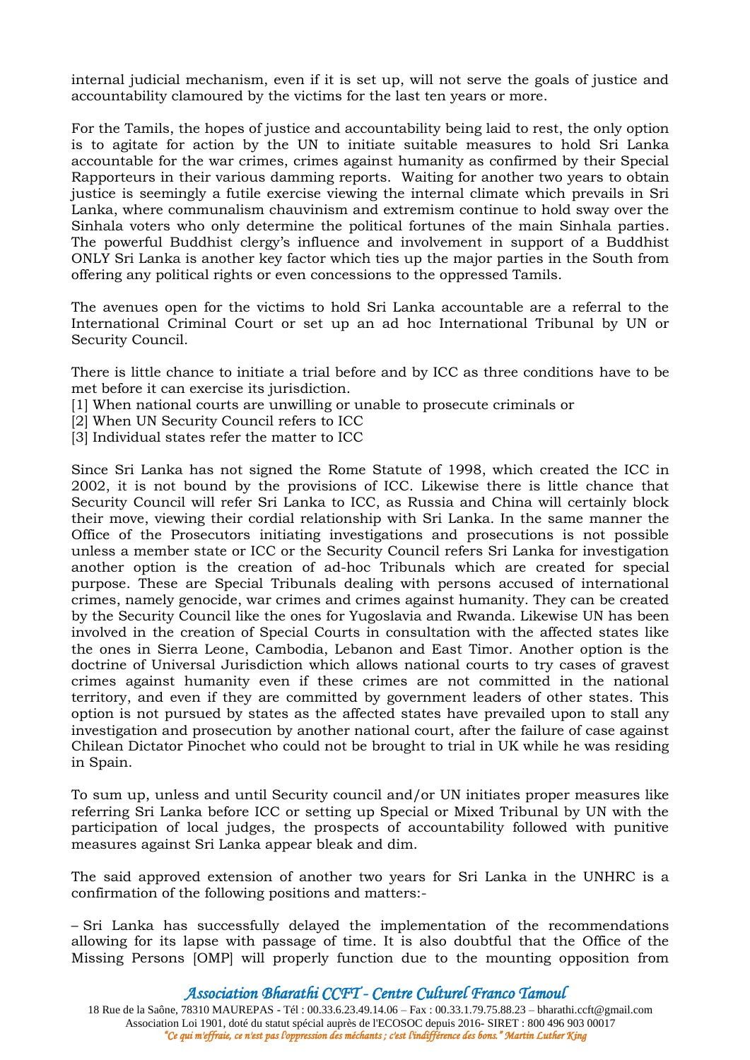internal judicial mechanism, even if it is set up, will not serve the goals of justice and accountability clamoured by the victims for the last ten years or more.

For the Tamils, the hopes of justice and accountability being laid to rest, the only option is to agitate for action by the UN to initiate suitable measures to hold Sri Lanka accountable for the war crimes, crimes against humanity as confirmed by their Special Rapporteurs in their various damming reports. Waiting for another two years to obtain justice is seemingly a futile exercise viewing the internal climate which prevails in Sri Lanka, where communalism chauvinism and extremism continue to hold sway over the Sinhala voters who only determine the political fortunes of the main Sinhala parties. The powerful Buddhist clergy's influence and involvement in support of a Buddhist ONLY Sri Lanka is another key factor which ties up the major parties in the South from offering any political rights or even concessions to the oppressed Tamils.

The avenues open for the victims to hold Sri Lanka accountable are a referral to the International Criminal Court or set up an ad hoc International Tribunal by UN or Security Council.

There is little chance to initiate a trial before and by ICC as three conditions have to be met before it can exercise its jurisdiction.
[1] When national courts are unwilling or unable to prosecute criminals or
[2] When UN Security Council refers to ICC
[3] Individual states refer the matter to ICC

Since Sri Lanka has not signed the Rome Statute of 1998, which created the ICC in 2002, it is not bound by the provisions of ICC. Likewise there is little chance that Security Council will refer Sri Lanka to ICC, as Russia and China will certainly block their move, viewing their cordial relationship with Sri Lanka. In the same manner the Office of the Prosecutors initiating investigations and prosecutions is not possible unless a member state or ICC or the Security Council refers Sri Lanka for investigation another option is the creation of ad-hoc Tribunals which are created for special purpose. These are Special Tribunals dealing with persons accused of international crimes, namely genocide, war crimes and crimes against humanity. They can be created by the Security Council like the ones for Yugoslavia and Rwanda. Likewise UN has been involved in the creation of Special Courts in consultation with the affected states like the ones in Sierra Leone, Cambodia, Lebanon and East Timor. Another option is the doctrine of Universal Jurisdiction which allows national courts to try cases of gravest crimes against humanity even if these crimes are not committed in the national territory, and even if they are committed by government leaders of other states. This option is not pursued by states as the affected states have prevailed upon to stall any investigation and prosecution by another national court, after the failure of case against Chilean Dictator Pinochet who could not be brought to trial in UK while he was residing in Spain.

To sum up, unless and until Security council and/or UN initiates proper measures like referring Sri Lanka before ICC or setting up Special or Mixed Tribunal by UN with the participation of local judges, the prospects of accountability followed with punitive measures against Sri Lanka appear bleak and dim.

The said approved extension of another two years for Sri Lanka in the UNHRC is a confirmation of the following positions and matters:-

– Sri Lanka has successfully delayed the implementation of the recommendations allowing for its lapse with passage of time. It is also doubtful that the Office of the Missing Persons [OMP] will properly function due to the mounting opposition from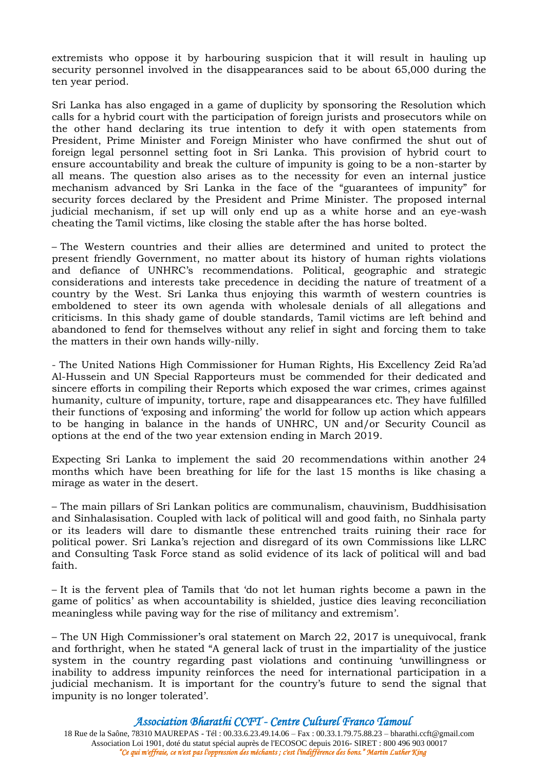extremists who oppose it by harbouring suspicion that it will result in hauling up security personnel involved in the disappearances said to be about 65,000 during the ten year period.

Sri Lanka has also engaged in a game of duplicity by sponsoring the Resolution which calls for a hybrid court with the participation of foreign jurists and prosecutors while on the other hand declaring its true intention to defy it with open statements from President, Prime Minister and Foreign Minister who have confirmed the shut out of foreign legal personnel setting foot in Sri Lanka. This provision of hybrid court to ensure accountability and break the culture of impunity is going to be a non-starter by all means. The question also arises as to the necessity for even an internal justice mechanism advanced by Sri Lanka in the face of the "guarantees of impunity" for security forces declared by the President and Prime Minister. The proposed internal judicial mechanism, if set up will only end up as a white horse and an eye-wash cheating the Tamil victims, like closing the stable after the has horse bolted.

– The Western countries and their allies are determined and united to protect the present friendly Government, no matter about its history of human rights violations and defiance of UNHRC's recommendations. Political, geographic and strategic considerations and interests take precedence in deciding the nature of treatment of a country by the West. Sri Lanka thus enjoying this warmth of western countries is emboldened to steer its own agenda with wholesale denials of all allegations and criticisms. In this shady game of double standards, Tamil victims are left behind and abandoned to fend for themselves without any relief in sight and forcing them to take the matters in their own hands willy-nilly.

- The United Nations High Commissioner for Human Rights, His Excellency Zeid Ra'ad Al-Hussein and UN Special Rapporteurs must be commended for their dedicated and sincere efforts in compiling their Reports which exposed the war crimes, crimes against humanity, culture of impunity, torture, rape and disappearances etc. They have fulfilled their functions of 'exposing and informing' the world for follow up action which appears to be hanging in balance in the hands of UNHRC, UN and/or Security Council as options at the end of the two year extension ending in March 2019.

Expecting Sri Lanka to implement the said 20 recommendations within another 24 months which have been breathing for life for the last 15 months is like chasing a mirage as water in the desert.

– The main pillars of Sri Lankan politics are communalism, chauvinism, Buddhisisation and Sinhalasisation. Coupled with lack of political will and good faith, no Sinhala party or its leaders will dare to dismantle these entrenched traits ruining their race for political power. Sri Lanka's rejection and disregard of its own Commissions like LLRC and Consulting Task Force stand as solid evidence of its lack of political will and bad faith.

– It is the fervent plea of Tamils that 'do not let human rights become a pawn in the game of politics' as when accountability is shielded, justice dies leaving reconciliation meaningless while paving way for the rise of militancy and extremism'.

– The UN High Commissioner's oral statement on March 22, 2017 is unequivocal, frank and forthright, when he stated "A general lack of trust in the impartiality of the justice system in the country regarding past violations and continuing 'unwillingness or inability to address impunity reinforces the need for international participation in a judicial mechanism. It is important for the country's future to send the signal that impunity is no longer tolerated'.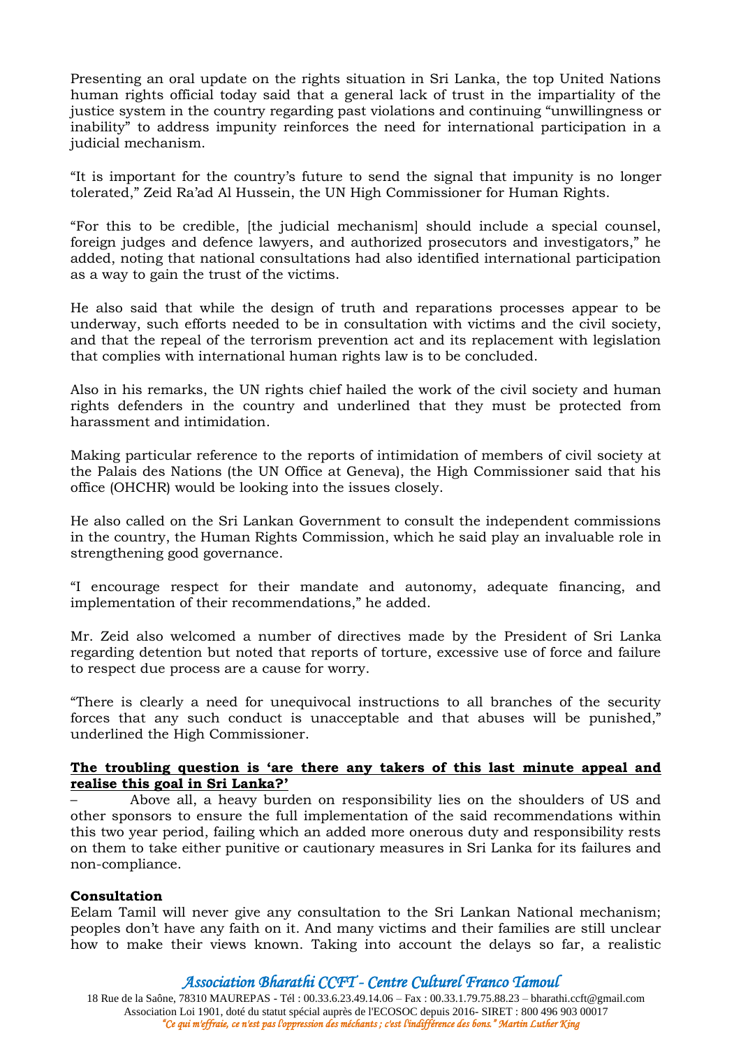Presenting an oral update on the rights situation in Sri Lanka, the top United Nations human rights official today said that a general lack of trust in the impartiality of the justice system in the country regarding past violations and continuing "unwillingness or inability" to address impunity reinforces the need for international participation in a judicial mechanism.

"It is important for the country's future to send the signal that impunity is no longer tolerated," Zeid Ra'ad Al Hussein, the UN High Commissioner for Human Rights.

"For this to be credible, [the judicial mechanism] should include a special counsel, foreign judges and defence lawyers, and authorized prosecutors and investigators," he added, noting that national consultations had also identified international participation as a way to gain the trust of the victims.

He also said that while the design of truth and reparations processes appear to be underway, such efforts needed to be in consultation with victims and the civil society, and that the repeal of the terrorism prevention act and its replacement with legislation that complies with international human rights law is to be concluded.

Also in his remarks, the UN rights chief hailed the work of the civil society and human rights defenders in the country and underlined that they must be protected from harassment and intimidation.

Making particular reference to the reports of intimidation of members of civil society at the Palais des Nations (the UN Office at Geneva), the High Commissioner said that his office (OHCHR) would be looking into the issues closely.

He also called on the Sri Lankan Government to consult the independent commissions in the country, the Human Rights Commission, which he said play an invaluable role in strengthening good governance.

"I encourage respect for their mandate and autonomy, adequate financing, and implementation of their recommendations," he added.

Mr. Zeid also welcomed a number of directives made by the President of Sri Lanka regarding detention but noted that reports of torture, excessive use of force and failure to respect due process are a cause for worry.

"There is clearly a need for unequivocal instructions to all branches of the security forces that any such conduct is unacceptable and that abuses will be punished," underlined the High Commissioner.

**The troubling question is 'are there any takers of this last minute appeal and realise this goal in Sri Lanka?'**

– Above all, a heavy burden on responsibility lies on the shoulders of US and other sponsors to ensure the full implementation of the said recommendations within this two year period, failing which an added more onerous duty and responsibility rests on them to take either punitive or cautionary measures in Sri Lanka for its failures and non-compliance.

**Consultation**

Eelam Tamil will never give any consultation to the Sri Lankan National mechanism; peoples don't have any faith on it. And many victims and their families are still unclear how to make their views known. Taking into account the delays so far, a realistic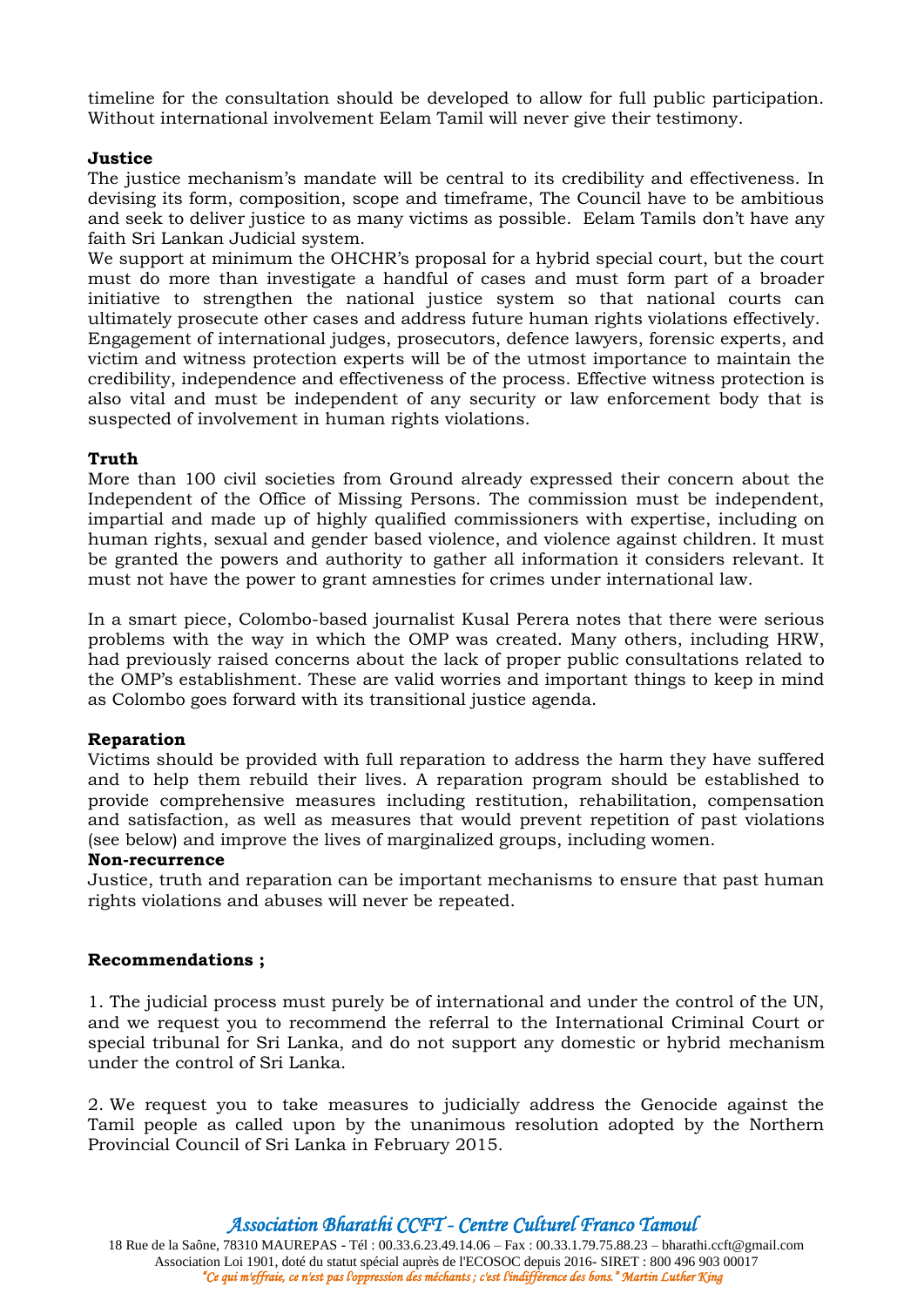timeline for the consultation should be developed to allow for full public participation. Without international involvement Eelam Tamil will never give their testimony.

**Justice**

The justice mechanism's mandate will be central to its credibility and effectiveness. In devising its form, composition, scope and timeframe, The Council have to be ambitious and seek to deliver justice to as many victims as possible. Eelam Tamils don't have any faith Sri Lankan Judicial system.

We support at minimum the OHCHR's proposal for a hybrid special court, but the court must do more than investigate a handful of cases and must form part of a broader initiative to strengthen the national justice system so that national courts can ultimately prosecute other cases and address future human rights violations effectively.

Engagement of international judges, prosecutors, defence lawyers, forensic experts, and victim and witness protection experts will be of the utmost importance to maintain the credibility, independence and effectiveness of the process. Effective witness protection is also vital and must be independent of any security or law enforcement body that is suspected of involvement in human rights violations.

**Truth**

More than 100 civil societies from Ground already expressed their concern about the Independent of the Office of Missing Persons. The commission must be independent, impartial and made up of highly qualified commissioners with expertise, including on human rights, sexual and gender based violence, and violence against children. It must be granted the powers and authority to gather all information it considers relevant. It must not have the power to grant amnesties for crimes under international law.

In a smart piece, Colombo-based journalist Kusal Perera notes that there were serious problems with the way in which the OMP was created. Many others, including HRW, had previously raised concerns about the lack of proper public consultations related to the OMP's establishment. These are valid worries and important things to keep in mind as Colombo goes forward with its transitional justice agenda.

**Reparation**

Victims should be provided with full reparation to address the harm they have suffered and to help them rebuild their lives. A reparation program should be established to provide comprehensive measures including restitution, rehabilitation, compensation and satisfaction, as well as measures that would prevent repetition of past violations (see below) and improve the lives of marginalized groups, including women.

**Non-recurrence**

Justice, truth and reparation can be important mechanisms to ensure that past human rights violations and abuses will never be repeated.

**Recommendations ;**

1. The judicial process must purely be of international and under the control of the UN, and we request you to recommend the referral to the International Criminal Court or special tribunal for Sri Lanka, and do not support any domestic or hybrid mechanism under the control of Sri Lanka.

2. We request you to take measures to judicially address the Genocide against the Tamil people as called upon by the unanimous resolution adopted by the Northern Provincial Council of Sri Lanka in February 2015.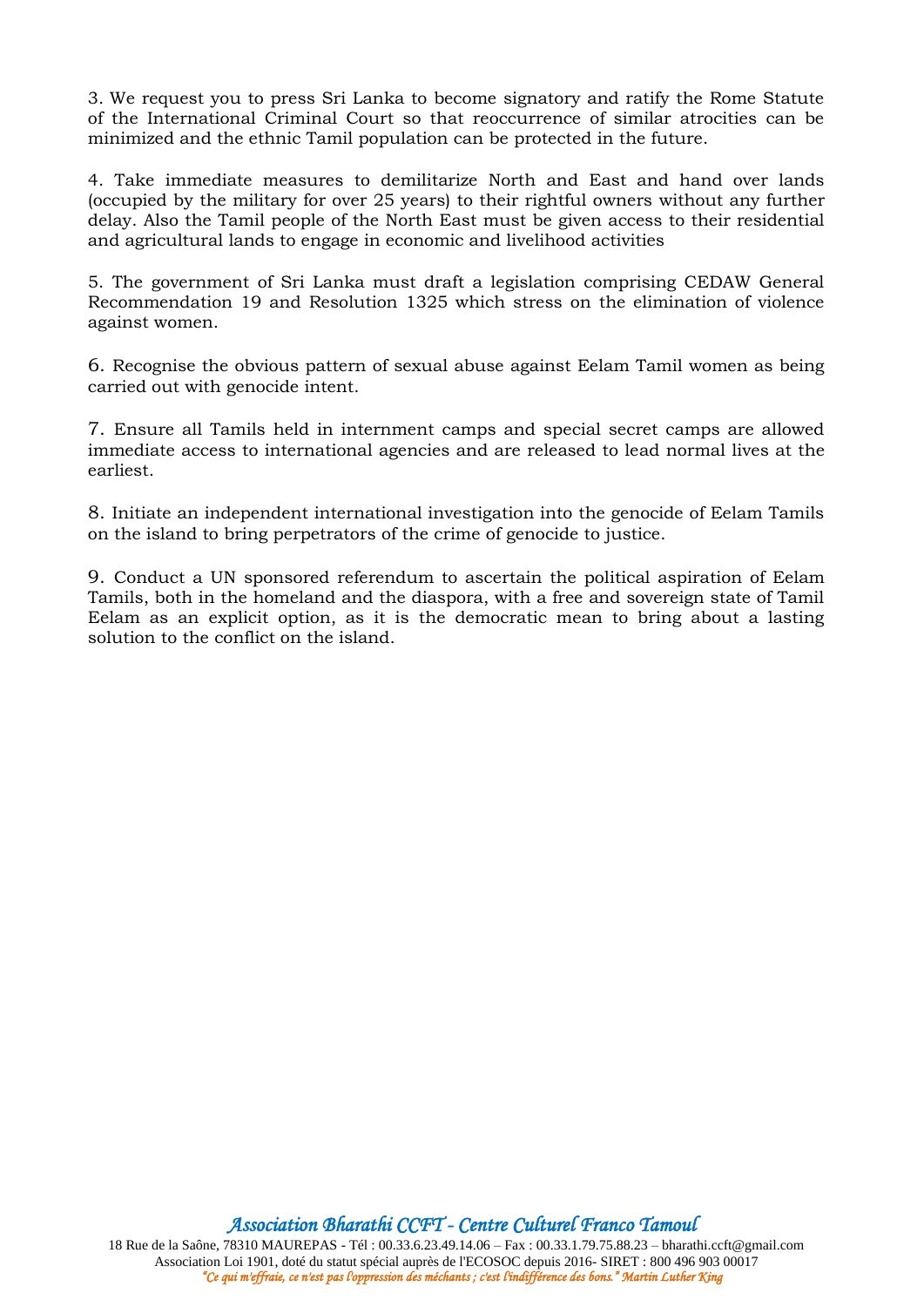3. We request you to press Sri Lanka to become signatory and ratify the Rome Statute of the International Criminal Court so that reoccurrence of similar atrocities can be minimized and the ethnic Tamil population can be protected in the future.

4. Take immediate measures to demilitarize North and East and hand over lands (occupied by the military for over 25 years) to their rightful owners without any further delay. Also the Tamil people of the North East must be given access to their residential and agricultural lands to engage in economic and livelihood activities

5. The government of Sri Lanka must draft a legislation comprising CEDAW General Recommendation 19 and Resolution 1325 which stress on the elimination of violence against women.

6. Recognise the obvious pattern of sexual abuse against Eelam Tamil women as being carried out with genocide intent.

7. Ensure all Tamils held in internment camps and special secret camps are allowed immediate access to international agencies and are released to lead normal lives at the earliest.

8. Initiate an independent international investigation into the genocide of Eelam Tamils on the island to bring perpetrators of the crime of genocide to justice.

9. Conduct a UN sponsored referendum to ascertain the political aspiration of Eelam Tamils, both in the homeland and the diaspora, with a free and sovereign state of Tamil Eelam as an explicit option, as it is the democratic mean to bring about a lasting solution to the conflict on the island.